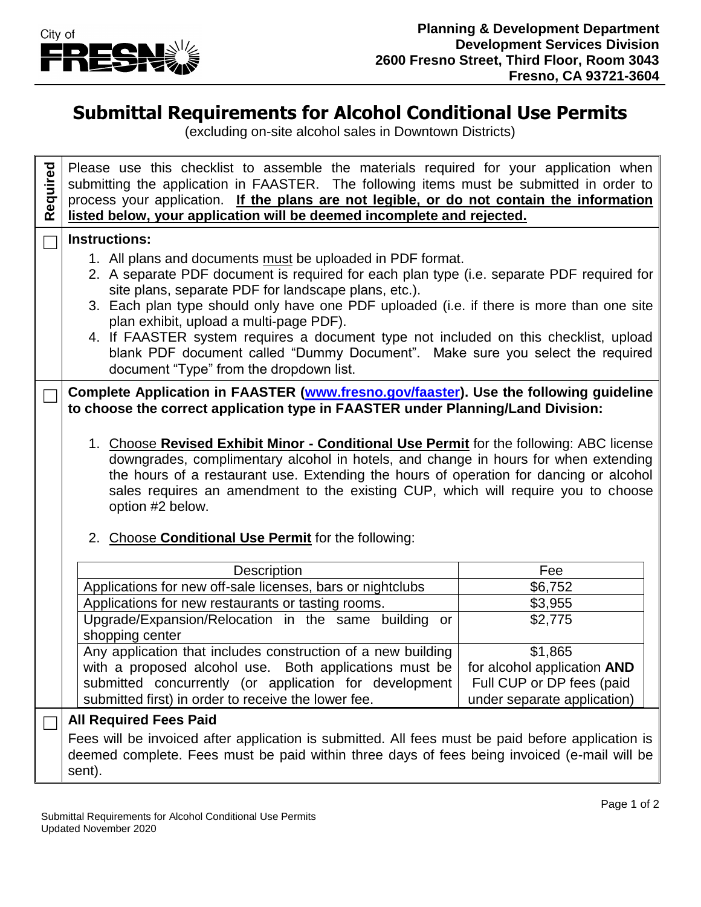City of FRESNO

**Planning & Development Department**
**Development Services Division**
**2600 Fresno Street, Third Floor, Room 3043**
**Fresno, CA 93721-3604**

# Submittal Requirements for Alcohol Conditional Use Permits

(excluding on-site alcohol sales in Downtown Districts)

**Required**

Please use this checklist to assemble the materials required for your application when submitting the application in FAASTER. The following items must be submitted in order to process your application. **If the plans are not legible, or do not contain the information listed below, your application will be deemed incomplete and rejected.**

☐ **Instructions:**

1. All plans and documents must be uploaded in PDF format.
2. A separate PDF document is required for each plan type (i.e. separate PDF required for site plans, separate PDF for landscape plans, etc.).
3. Each plan type should only have one PDF uploaded (i.e. if there is more than one site plan exhibit, upload a multi-page PDF).
4. If FAASTER system requires a document type not included on this checklist, upload blank PDF document called "Dummy Document". Make sure you select the required document "Type" from the dropdown list.

☐ **Complete Application in FAASTER (www.fresno.gov/faaster). Use the following guideline to choose the correct application type in FAASTER under Planning/Land Division:**

1. Choose **Revised Exhibit Minor - Conditional Use Permit** for the following: ABC license downgrades, complimentary alcohol in hotels, and change in hours for when extending the hours of a restaurant use. Extending the hours of operation for dancing or alcohol sales requires an amendment to the existing CUP, which will require you to choose option #2 below.

2. Choose **Conditional Use Permit** for the following:

| Description | Fee |
| --- | --- |
| Applications for new off-sale licenses, bars or nightclubs | $6,752 |
| Applications for new restaurants or tasting rooms. | $3,955 |
| Upgrade/Expansion/Relocation in the same building or shopping center | $2,775 |
| Any application that includes construction of a new building with a proposed alcohol use. Both applications must be submitted concurrently (or application for development submitted first) in order to receive the lower fee. | $1,865 for alcohol application **AND** Full CUP or DP fees (paid under separate application) |

☐ **All Required Fees Paid**

Fees will be invoiced after application is submitted. All fees must be paid before application is deemed complete. Fees must be paid within three days of fees being invoiced (e-mail will be sent).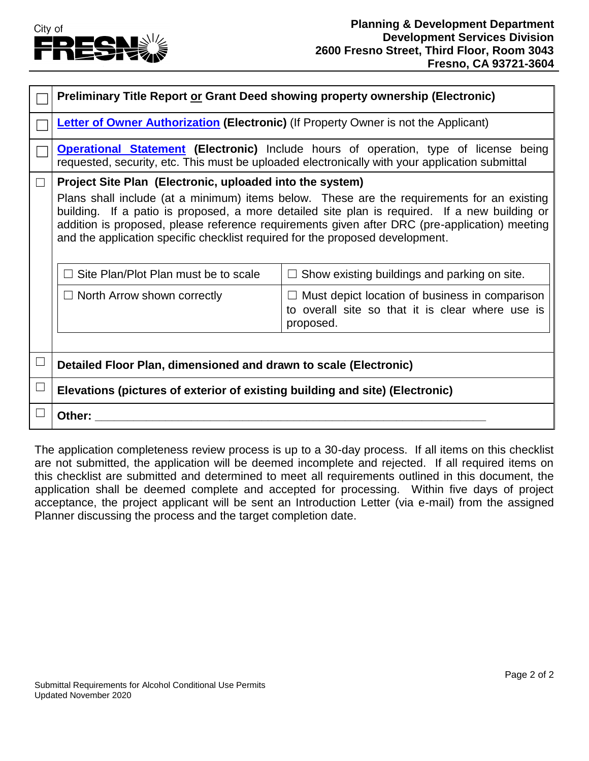City of Fresno

**Planning & Development Department**
**Development Services Division**
**2600 Fresno Street, Third Floor, Room 3043**
**Fresno, CA 93721-3604**

| | |
|---|---|
| ☐ | **Preliminary Title Report or Grant Deed showing property ownership (Electronic)** |
| ☐ | **Letter of Owner Authorization (Electronic)** (If Property Owner is not the Applicant) |
| ☐ | **Operational Statement (Electronic)** Include hours of operation, type of license being requested, security, etc. This must be uploaded electronically with your application submittal |
| ☐ | **Project Site Plan (Electronic, uploaded into the system)**<br>Plans shall include (at a minimum) items below. These are the requirements for an existing building. If a patio is proposed, a more detailed site plan is required. If a new building or addition is proposed, please reference requirements given after DRC (pre-application) meeting and the application specific checklist required for the proposed development.<br>☐ Site Plan/Plot Plan must be to scale<br>☐ Show existing buildings and parking on site.<br>☐ North Arrow shown correctly<br>☐ Must depict location of business in comparison to overall site so that it is clear where use is proposed. |
| ☐ | **Detailed Floor Plan, dimensioned and drawn to scale (Electronic)** |
| ☐ | **Elevations (pictures of exterior of existing building and site) (Electronic)** |
| ☐ | **Other:** ______________________________________________ |

The application completeness review process is up to a 30-day process. If all items on this checklist are not submitted, the application will be deemed incomplete and rejected. If all required items on this checklist are submitted and determined to meet all requirements outlined in this document, the application shall be deemed complete and accepted for processing. Within five days of project acceptance, the project applicant will be sent an Introduction Letter (via e-mail) from the assigned Planner discussing the process and the target completion date.

Submittal Requirements for Alcohol Conditional Use Permits
Updated November 2020